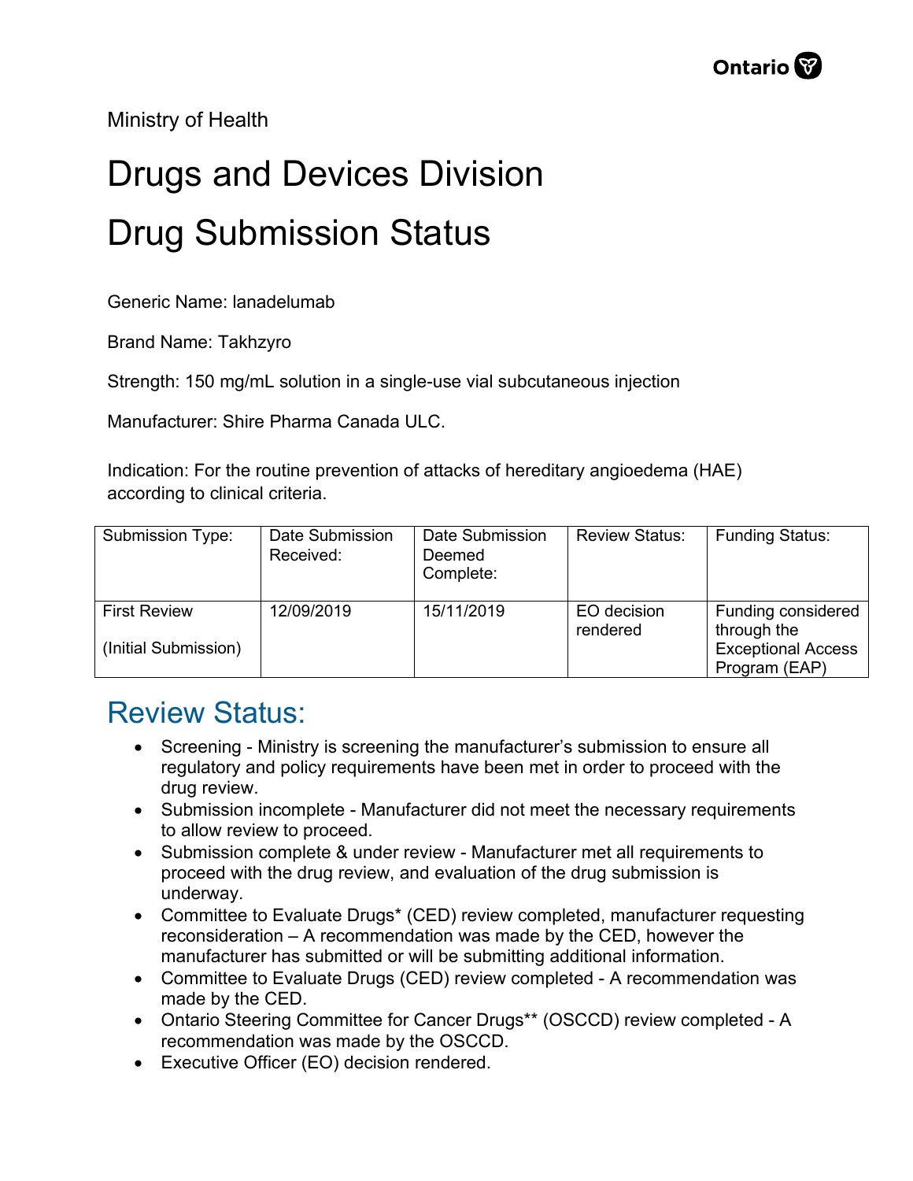Ministry of Health

# Drugs and Devices Division

# Drug Submission Status

Generic Name: lanadelumab

Brand Name: Takhzyro

Strength: 150 mg/mL solution in a single-use vial subcutaneous injection

Manufacturer: Shire Pharma Canada ULC.

Indication: For the routine prevention of attacks of hereditary angioedema (HAE) according to clinical criteria.

| Submission Type: | Date Submission Received: | Date Submission Deemed Complete: | Review Status: | Funding Status: |
|---|---|---|---|---|
| First Review (Initial Submission) | 12/09/2019 | 15/11/2019 | EO decision rendered | Funding considered through the Exceptional Access Program (EAP) |

## Review Status:

- Screening - Ministry is screening the manufacturer's submission to ensure all regulatory and policy requirements have been met in order to proceed with the drug review.
- Submission incomplete - Manufacturer did not meet the necessary requirements to allow review to proceed.
- Submission complete & under review - Manufacturer met all requirements to proceed with the drug review, and evaluation of the drug submission is underway.
- Committee to Evaluate Drugs* (CED) review completed, manufacturer requesting reconsideration – A recommendation was made by the CED, however the manufacturer has submitted or will be submitting additional information.
- Committee to Evaluate Drugs (CED) review completed - A recommendation was made by the CED.
- Ontario Steering Committee for Cancer Drugs** (OSCCD) review completed - A recommendation was made by the OSCCD.
- Executive Officer (EO) decision rendered.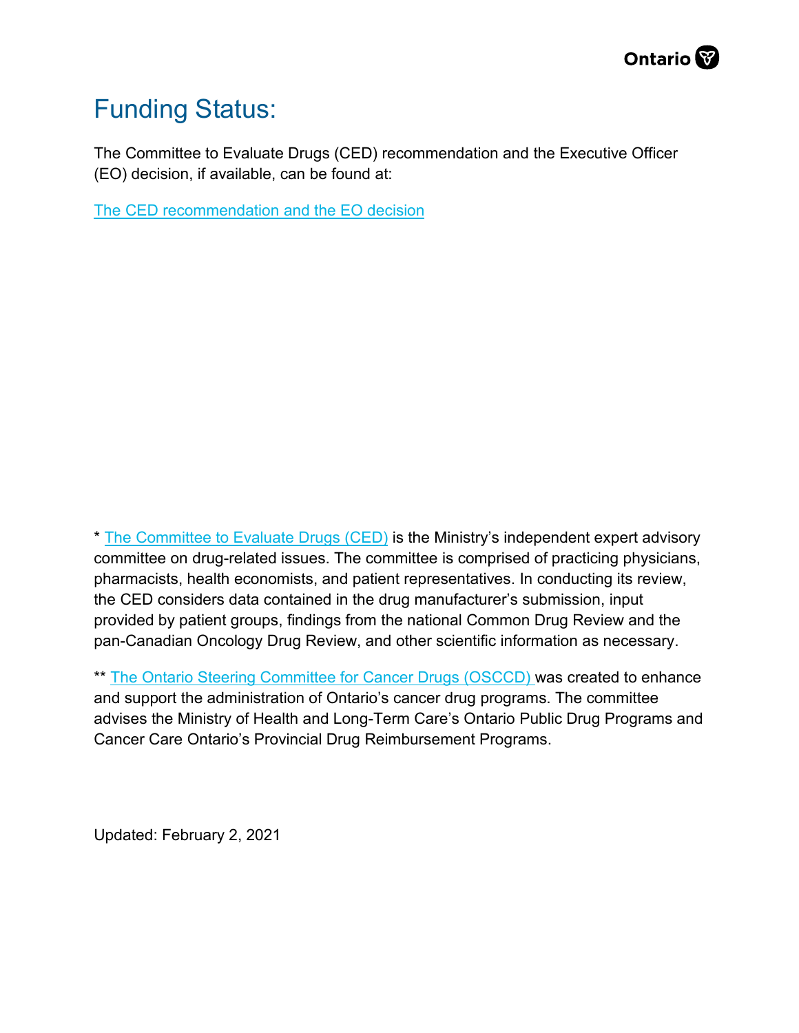# Funding Status:

The Committee to Evaluate Drugs (CED) recommendation and the Executive Officer (EO) decision, if available, can be found at:

The CED recommendation and the EO decision

* The Committee to Evaluate Drugs (CED) is the Ministry's independent expert advisory committee on drug-related issues. The committee is comprised of practicing physicians, pharmacists, health economists, and patient representatives. In conducting its review, the CED considers data contained in the drug manufacturer's submission, input provided by patient groups, findings from the national Common Drug Review and the pan-Canadian Oncology Drug Review, and other scientific information as necessary.

** The Ontario Steering Committee for Cancer Drugs (OSCCD) was created to enhance and support the administration of Ontario's cancer drug programs. The committee advises the Ministry of Health and Long-Term Care's Ontario Public Drug Programs and Cancer Care Ontario's Provincial Drug Reimbursement Programs.

Updated: February 2, 2021